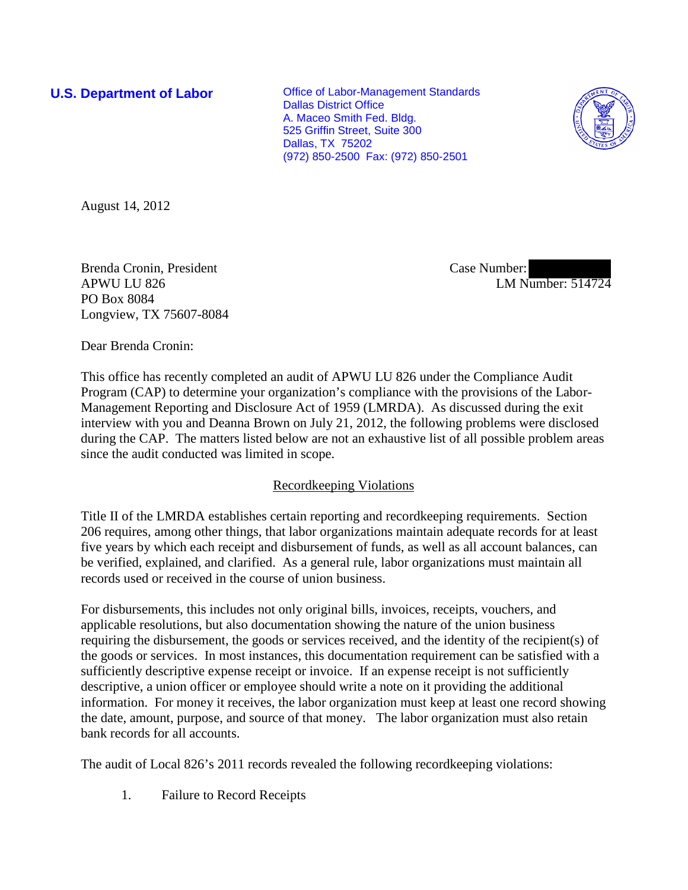**U.S. Department of Labor**

Office of Labor-Management Standards
Dallas District Office
A. Maceo Smith Fed. Bldg.
525 Griffin Street, Suite 300
Dallas, TX 75202
(972) 850-2500 Fax: (972) 850-2501

August 14, 2012

Brenda Cronin, President
APWU LU 826
PO Box 8084
Longview, TX 75607-8084

Case Number:
LM Number: 514724

Dear Brenda Cronin:

This office has recently completed an audit of APWU LU 826 under the Compliance Audit Program (CAP) to determine your organization's compliance with the provisions of the Labor-Management Reporting and Disclosure Act of 1959 (LMRDA). As discussed during the exit interview with you and Deanna Brown on July 21, 2012, the following problems were disclosed during the CAP. The matters listed below are not an exhaustive list of all possible problem areas since the audit conducted was limited in scope.

## Recordkeeping Violations

Title II of the LMRDA establishes certain reporting and recordkeeping requirements. Section 206 requires, among other things, that labor organizations maintain adequate records for at least five years by which each receipt and disbursement of funds, as well as all account balances, can be verified, explained, and clarified. As a general rule, labor organizations must maintain all records used or received in the course of union business.

For disbursements, this includes not only original bills, invoices, receipts, vouchers, and applicable resolutions, but also documentation showing the nature of the union business requiring the disbursement, the goods or services received, and the identity of the recipient(s) of the goods or services. In most instances, this documentation requirement can be satisfied with a sufficiently descriptive expense receipt or invoice. If an expense receipt is not sufficiently descriptive, a union officer or employee should write a note on it providing the additional information. For money it receives, the labor organization must keep at least one record showing the date, amount, purpose, and source of that money. The labor organization must also retain bank records for all accounts.

The audit of Local 826's 2011 records revealed the following recordkeeping violations:

1. Failure to Record Receipts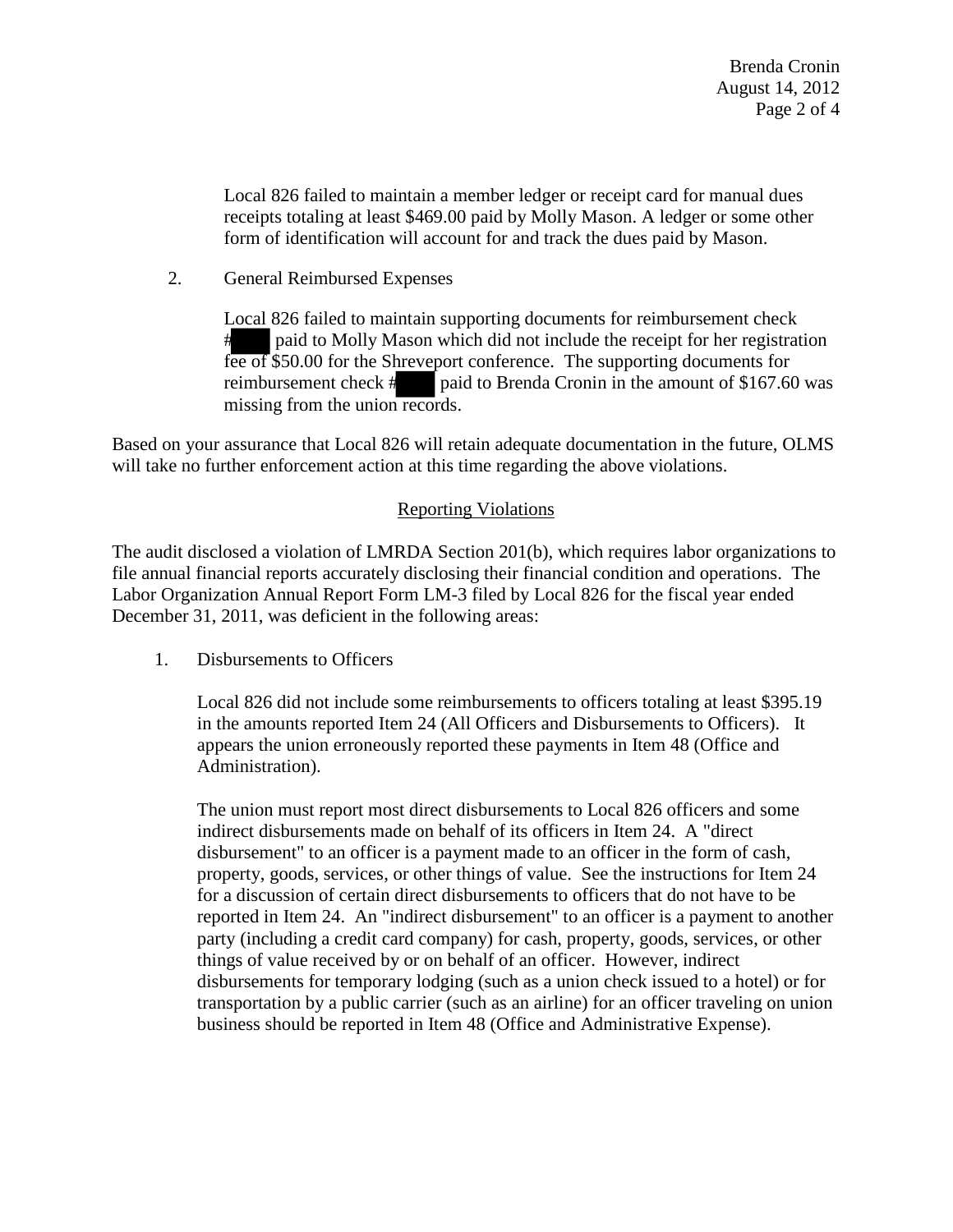Local 826 failed to maintain a member ledger or receipt card for manual dues receipts totaling at least $469.00 paid by Molly Mason. A ledger or some other form of identification will account for and track the dues paid by Mason.

2. General Reimbursed Expenses

   Local 826 failed to maintain supporting documents for reimbursement check # paid to Molly Mason which did not include the receipt for her registration fee of $50.00 for the Shreveport conference. The supporting documents for reimbursement check # paid to Brenda Cronin in the amount of $167.60 was missing from the union records.

Based on your assurance that Local 826 will retain adequate documentation in the future, OLMS will take no further enforcement action at this time regarding the above violations.

## Reporting Violations

The audit disclosed a violation of LMRDA Section 201(b), which requires labor organizations to file annual financial reports accurately disclosing their financial condition and operations. The Labor Organization Annual Report Form LM-3 filed by Local 826 for the fiscal year ended December 31, 2011, was deficient in the following areas:

1. Disbursements to Officers

   Local 826 did not include some reimbursements to officers totaling at least $395.19 in the amounts reported Item 24 (All Officers and Disbursements to Officers). It appears the union erroneously reported these payments in Item 48 (Office and Administration).

   The union must report most direct disbursements to Local 826 officers and some indirect disbursements made on behalf of its officers in Item 24. A "direct disbursement" to an officer is a payment made to an officer in the form of cash, property, goods, services, or other things of value. See the instructions for Item 24 for a discussion of certain direct disbursements to officers that do not have to be reported in Item 24. An "indirect disbursement" to an officer is a payment to another party (including a credit card company) for cash, property, goods, services, or other things of value received by or on behalf of an officer. However, indirect disbursements for temporary lodging (such as a union check issued to a hotel) or for transportation by a public carrier (such as an airline) for an officer traveling on union business should be reported in Item 48 (Office and Administrative Expense).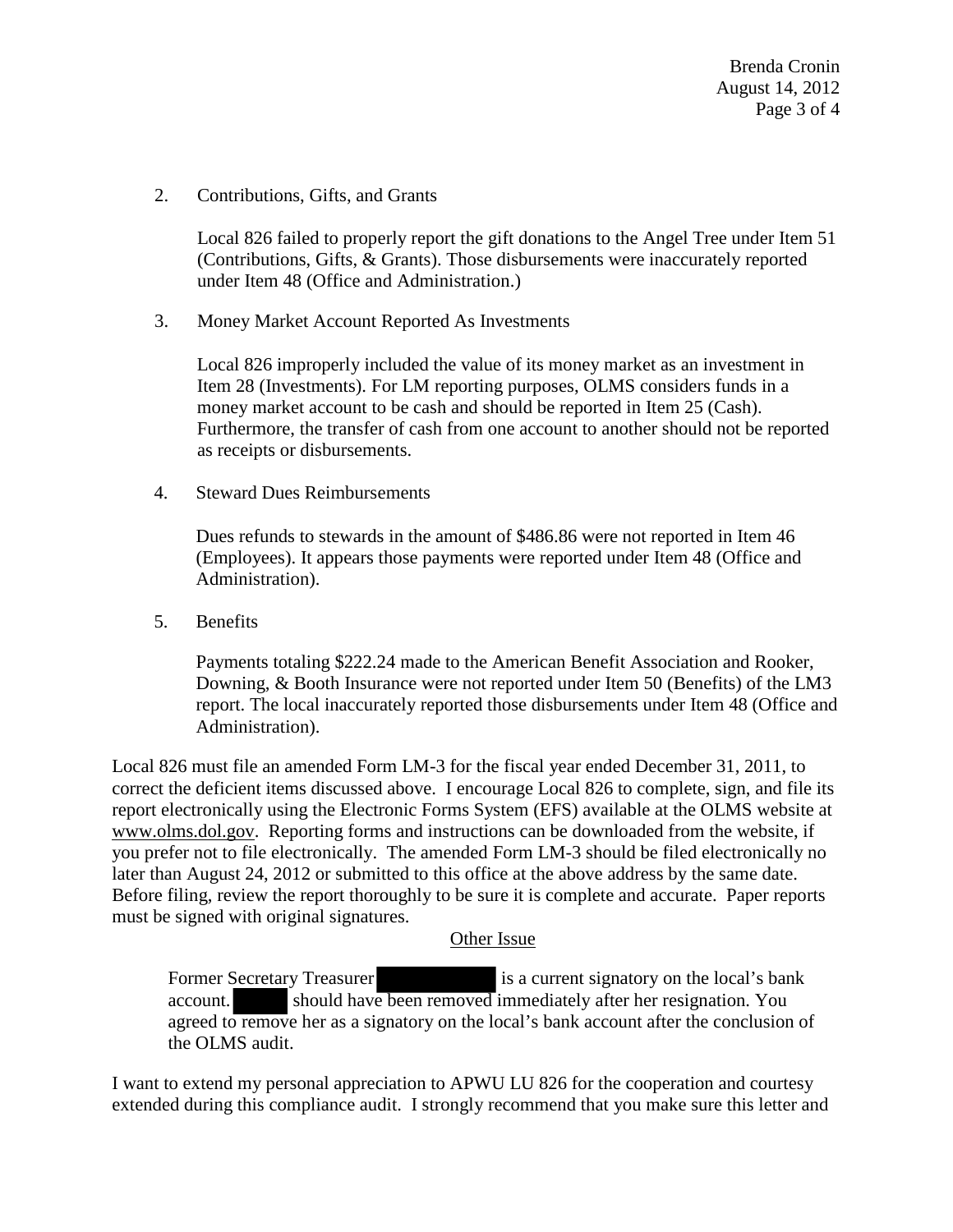2. Contributions, Gifts, and Grants

   Local 826 failed to properly report the gift donations to the Angel Tree under Item 51 (Contributions, Gifts, & Grants). Those disbursements were inaccurately reported under Item 48 (Office and Administration.)

3. Money Market Account Reported As Investments

   Local 826 improperly included the value of its money market as an investment in Item 28 (Investments). For LM reporting purposes, OLMS considers funds in a money market account to be cash and should be reported in Item 25 (Cash). Furthermore, the transfer of cash from one account to another should not be reported as receipts or disbursements.

4. Steward Dues Reimbursements

   Dues refunds to stewards in the amount of $486.86 were not reported in Item 46 (Employees). It appears those payments were reported under Item 48 (Office and Administration).

5. Benefits

   Payments totaling $222.24 made to the American Benefit Association and Rooker, Downing, & Booth Insurance were not reported under Item 50 (Benefits) of the LM3 report. The local inaccurately reported those disbursements under Item 48 (Office and Administration).

Local 826 must file an amended Form LM-3 for the fiscal year ended December 31, 2011, to correct the deficient items discussed above. I encourage Local 826 to complete, sign, and file its report electronically using the Electronic Forms System (EFS) available at the OLMS website at www.olms.dol.gov. Reporting forms and instructions can be downloaded from the website, if you prefer not to file electronically. The amended Form LM-3 should be filed electronically no later than August 24, 2012 or submitted to this office at the above address by the same date. Before filing, review the report thoroughly to be sure it is complete and accurate. Paper reports must be signed with original signatures.

Other Issue

Former Secretary Treasurer [REDACTED] is a current signatory on the local's bank account. [REDACTED] should have been removed immediately after her resignation. You agreed to remove her as a signatory on the local's bank account after the conclusion of the OLMS audit.

I want to extend my personal appreciation to APWU LU 826 for the cooperation and courtesy extended during this compliance audit. I strongly recommend that you make sure this letter and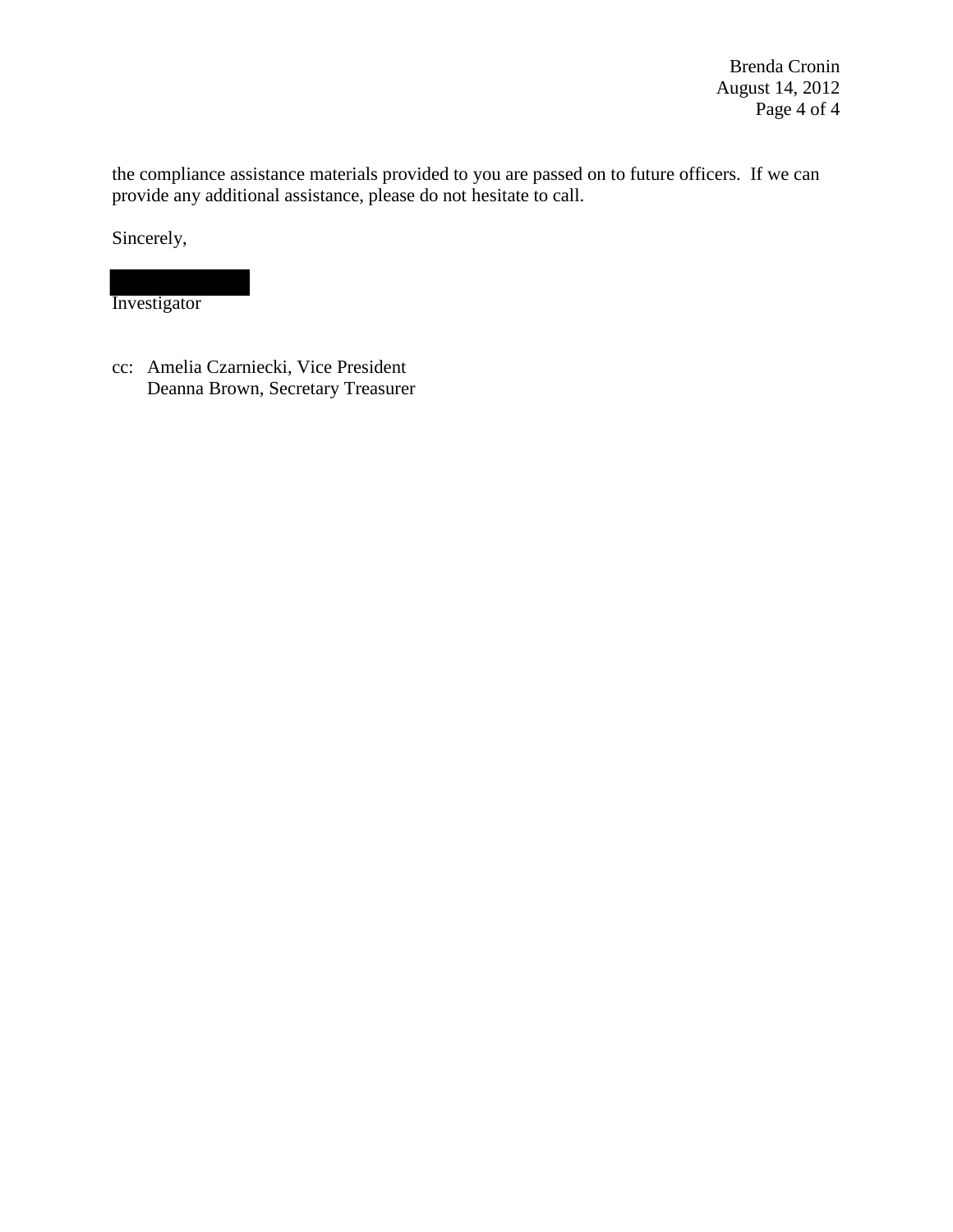the compliance assistance materials provided to you are passed on to future officers. If we can provide any additional assistance, please do not hesitate to call.

Sincerely,

Investigator

cc: Amelia Czarniecki, Vice President
Deanna Brown, Secretary Treasurer